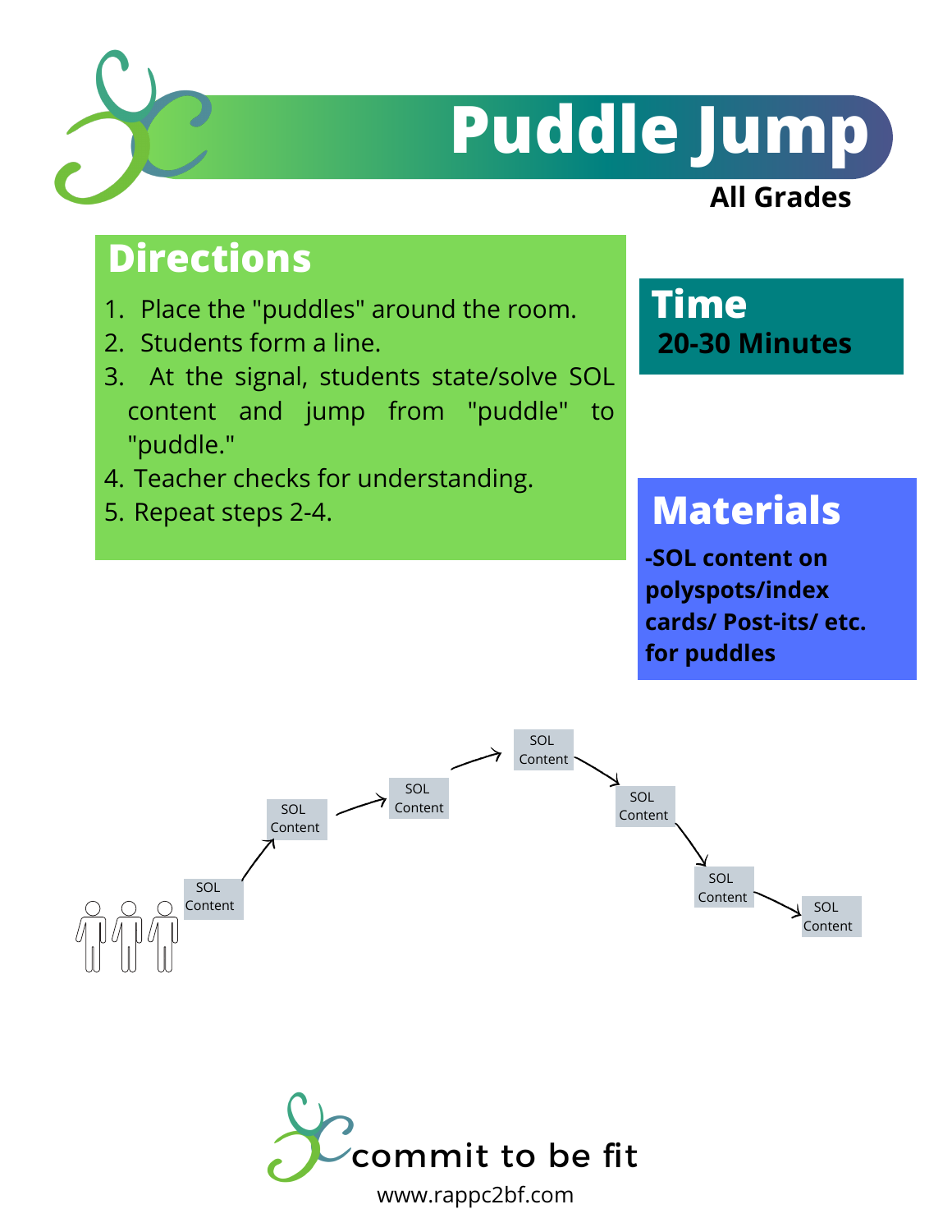# Puddle Jump

**All Grades**

## Directions

1. Place the "puddles" around the room.
2. Students form a line.
3. At the signal, students state/solve SOL content and jump from "puddle" to "puddle."
4. Teacher checks for understanding.
5. Repeat steps 2-4.

## Time

**20-30 Minutes**

## Materials

**-SOL content on polyspots/index cards/ Post-its/ etc. for puddles**

SOL Content → SOL Content → SOL Content → SOL Content → SOL Content → SOL Content → SOL Content

commit to be fit

www.rappc2bf.com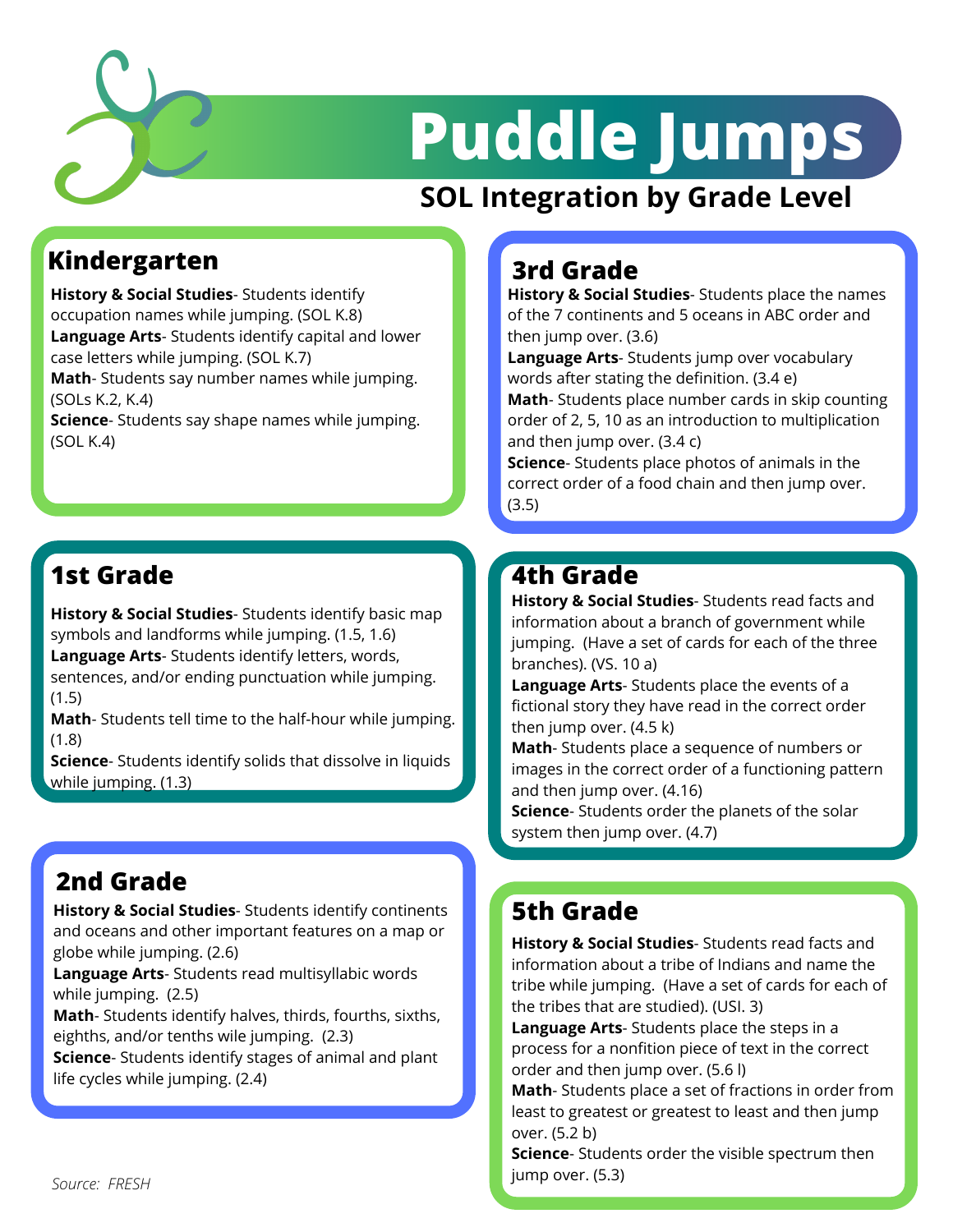# Puddle Jumps

## SOL Integration by Grade Level

### Kindergarten

**History & Social Studies**- Students identify occupation names while jumping. (SOL K.8)
**Language Arts**- Students identify capital and lower case letters while jumping. (SOL K.7)
**Math**- Students say number names while jumping. (SOLs K.2, K.4)
**Science**- Students say shape names while jumping. (SOL K.4)

### 1st Grade

**History & Social Studies**- Students identify basic map symbols and landforms while jumping. (1.5, 1.6)
**Language Arts**- Students identify letters, words, sentences, and/or ending punctuation while jumping. (1.5)
**Math**- Students tell time to the half-hour while jumping. (1.8)
**Science**- Students identify solids that dissolve in liquids while jumping. (1.3)

### 2nd Grade

**History & Social Studies**- Students identify continents and oceans and other important features on a map or globe while jumping. (2.6)
**Language Arts**- Students read multisyllabic words while jumping. (2.5)
**Math**- Students identify halves, thirds, fourths, sixths, eighths, and/or tenths wile jumping. (2.3)
**Science**- Students identify stages of animal and plant life cycles while jumping. (2.4)

### 3rd Grade

**History & Social Studies**- Students place the names of the 7 continents and 5 oceans in ABC order and then jump over. (3.6)
**Language Arts**- Students jump over vocabulary words after stating the definition. (3.4 e)
**Math**- Students place number cards in skip counting order of 2, 5, 10 as an introduction to multiplication and then jump over. (3.4 c)
**Science**- Students place photos of animals in the correct order of a food chain and then jump over. (3.5)

### 4th Grade

**History & Social Studies**- Students read facts and information about a branch of government while jumping. (Have a set of cards for each of the three branches). (VS. 10 a)
**Language Arts**- Students place the events of a fictional story they have read in the correct order then jump over. (4.5 k)
**Math**- Students place a sequence of numbers or images in the correct order of a functioning pattern and then jump over. (4.16)
**Science**- Students order the planets of the solar system then jump over. (4.7)

### 5th Grade

**History & Social Studies**- Students read facts and information about a tribe of Indians and name the tribe while jumping. (Have a set of cards for each of the tribes that are studied). (USI. 3)
**Language Arts**- Students place the steps in a process for a nonfition piece of text in the correct order and then jump over. (5.6 l)
**Math**- Students place a set of fractions in order from least to greatest or greatest to least and then jump over. (5.2 b)
**Science**- Students order the visible spectrum then jump over. (5.3)

*Source: FRESH*